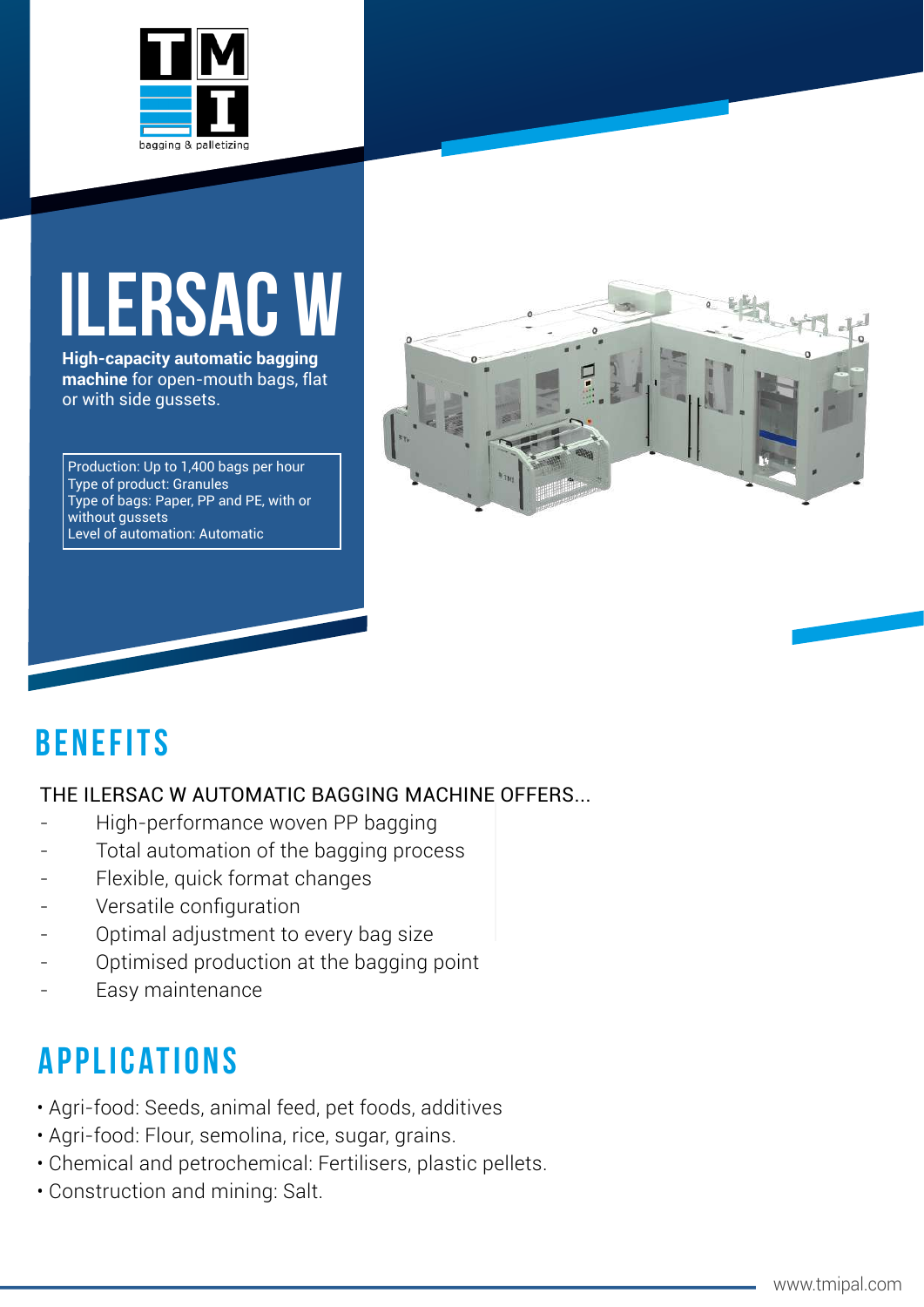bagging & palletizing

# ILERSAC W

**High-capacity automatic bagging machine** for open-mouth bags, flat or with side gussets.

Production: Up to 1,400 bags per hour
Type of product: Granules
Type of bags: Paper, PP and PE, with or without gussets
Level of automation: Automatic

## BENEFITS

THE ILERSAC W AUTOMATIC BAGGING MACHINE OFFERS...

- High-performance woven PP bagging
- Total automation of the bagging process
- Flexible, quick format changes
- Versatile configuration
- Optimal adjustment to every bag size
- Optimised production at the bagging point
- Easy maintenance

## APPLICATIONS

- Agri-food: Seeds, animal feed, pet foods, additives
- Agri-food: Flour, semolina, rice, sugar, grains.
- Chemical and petrochemical: Fertilisers, plastic pellets.
- Construction and mining: Salt.

www.tmipal.com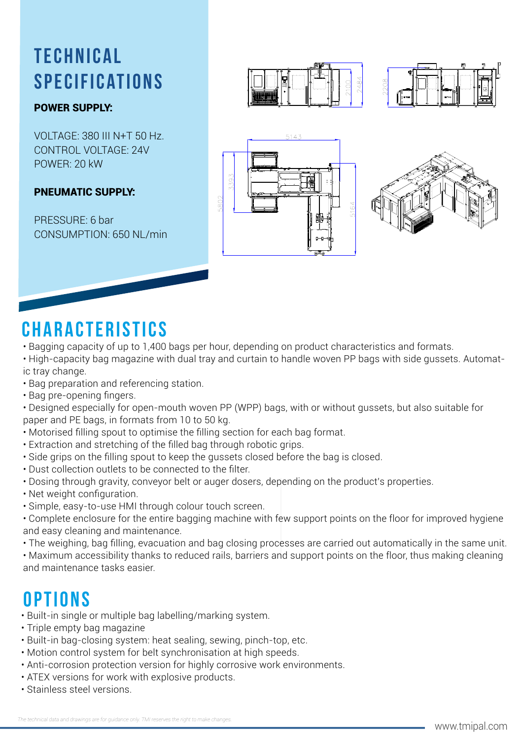# TECHNICAL SPECIFICATIONS

**POWER SUPPLY:**

VOLTAGE: 380 III N+T 50 Hz.
CONTROL VOLTAGE: 24V
POWER: 20 kW

**PNEUMATIC SUPPLY:**

PRESSURE: 6 bar
CONSUMPTION: 650 NL/min

2300
2484
2208
5143
3393
5802
5164

# CHARACTERISTICS

- Bagging capacity of up to 1,400 bags per hour, depending on product characteristics and formats.
- High-capacity bag magazine with dual tray and curtain to handle woven PP bags with side gussets. Automatic tray change.
- Bag preparation and referencing station.
- Bag pre-opening fingers.
- Designed especially for open-mouth woven PP (WPP) bags, with or without gussets, but also suitable for paper and PE bags, in formats from 10 to 50 kg.
- Motorised filling spout to optimise the filling section for each bag format.
- Extraction and stretching of the filled bag through robotic grips.
- Side grips on the filling spout to keep the gussets closed before the bag is closed.
- Dust collection outlets to be connected to the filter.
- Dosing through gravity, conveyor belt or auger dosers, depending on the product's properties.
- Net weight configuration.
- Simple, easy-to-use HMI through colour touch screen.
- Complete enclosure for the entire bagging machine with few support points on the floor for improved hygiene and easy cleaning and maintenance.
- The weighing, bag filling, evacuation and bag closing processes are carried out automatically in the same unit.
- Maximum accessibility thanks to reduced rails, barriers and support points on the floor, thus making cleaning and maintenance tasks easier.

# OPTIONS

- Built-in single or multiple bag labelling/marking system.
- Triple empty bag magazine
- Built-in bag-closing system: heat sealing, sewing, pinch-top, etc.
- Motion control system for belt synchronisation at high speeds.
- Anti-corrosion protection version for highly corrosive work environments.
- ATEX versions for work with explosive products.
- Stainless steel versions.

*The technical data and drawings are for guidance only. TMI reserves the right to make changes.*

www.tmipal.com